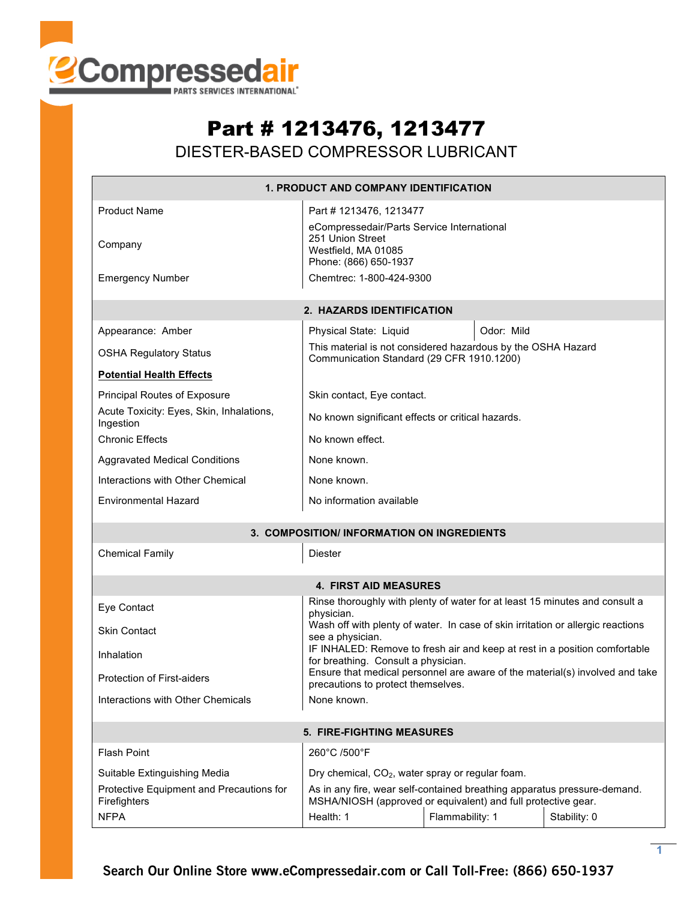# Part # 1213476, 1213477

## DIESTER-BASED COMPRESSOR LUBRICANT

| 1. PRODUCT AND COMPANY IDENTIFICATION | | |
|---|---|---|
| Product Name | Part # 1213476, 1213477 | |
| Company | eCompressedair/Parts Service International<br>251 Union Street<br>Westfield, MA 01085<br>Phone: (866) 650-1937 | |
| Emergency Number | Chemtrec: 1-800-424-9300 | |

| 2. HAZARDS IDENTIFICATION | | |
|---|---|---|
| Appearance: Amber | Physical State: Liquid | Odor: Mild |
| OSHA Regulatory Status | This material is not considered hazardous by the OSHA Hazard Communication Standard (29 CFR 1910.1200) | |
| **Potential Health Effects** | | |
| Principal Routes of Exposure | Skin contact, Eye contact. | |
| Acute Toxicity: Eyes, Skin, Inhalations, Ingestion | No known significant effects or critical hazards. | |
| Chronic Effects | No known effect. | |
| Aggravated Medical Conditions | None known. | |
| Interactions with Other Chemical | None known. | |
| Environmental Hazard | No information available | |

| 3. COMPOSITION/ INFORMATION ON INGREDIENTS | |
|---|---|
| Chemical Family | Diester |

| 4. FIRST AID MEASURES | |
|---|---|
| Eye Contact | Rinse thoroughly with plenty of water for at least 15 minutes and consult a physician. |
| Skin Contact | Wash off with plenty of water. In case of skin irritation or allergic reactions see a physician. |
| Inhalation | IF INHALED: Remove to fresh air and keep at rest in a position comfortable for breathing. Consult a physician. |
| Protection of First-aiders | Ensure that medical personnel are aware of the material(s) involved and take precautions to protect themselves. |
| Interactions with Other Chemicals | None known. |

| 5. FIRE-FIGHTING MEASURES | | | |
|---|---|---|---|
| Flash Point | 260°C /500°F | | |
| Suitable Extinguishing Media | Dry chemical, $CO_2$, water spray or regular foam. | | |
| Protective Equipment and Precautions for Firefighters | As in any fire, wear self-contained breathing apparatus pressure-demand. MSHA/NIOSH (approved or equivalent) and full protective gear. | | |
| NFPA | Health: 1 | Flammability: 1 | Stability: 0 |

Search Our Online Store www.eCompressedair.com or Call Toll-Free: (866) 650-1937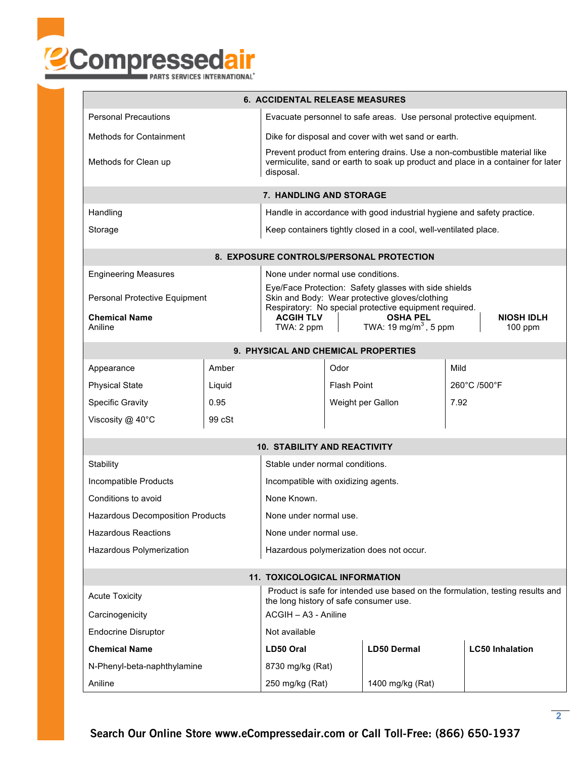## 6. ACCIDENTAL RELEASE MEASURES

| | |
|---|---|
| Personal Precautions | Evacuate personnel to safe areas. Use personal protective equipment. |
| Methods for Containment | Dike for disposal and cover with wet sand or earth. |
| Methods for Clean up | Prevent product from entering drains. Use a non-combustible material like vermiculite, sand or earth to soak up product and place in a container for later disposal. |

## 7. HANDLING AND STORAGE

| | |
|---|---|
| Handling | Handle in accordance with good industrial hygiene and safety practice. |
| Storage | Keep containers tightly closed in a cool, well-ventilated place. |

## 8. EXPOSURE CONTROLS/PERSONAL PROTECTION

| | |
|---|---|
| Engineering Measures | None under normal use conditions. |
| Personal Protective Equipment | Eye/Face Protection: Safety glasses with side shields<br>Skin and Body: Wear protective gloves/clothing<br>Respiratory: No special protective equipment required. |

| **Chemical Name** | **ACGIH TLV** | **OSHA PEL** | **NIOSH IDLH** |
|---|---|---|---|
| Aniline | TWA: 2 ppm | TWA: 19 $mg/m^3$ , 5 ppm | 100 ppm |

## 9. PHYSICAL AND CHEMICAL PROPERTIES

| | | | |
|---|---|---|---|
| Appearance | Amber | Odor | Mild |
| Physical State | Liquid | Flash Point | 260°C /500°F |
| Specific Gravity | 0.95 | Weight per Gallon | 7.92 |
| Viscosity @ 40°C | 99 cSt | | |

## 10. STABILITY AND REACTIVITY

| | |
|---|---|
| Stability | Stable under normal conditions. |
| Incompatible Products | Incompatible with oxidizing agents. |
| Conditions to avoid | None Known. |
| Hazardous Decomposition Products | None under normal use. |
| Hazardous Reactions | None under normal use. |
| Hazardous Polymerization | Hazardous polymerization does not occur. |

## 11. TOXICOLOGICAL INFORMATION

| | |
|---|---|
| Acute Toxicity | Product is safe for intended use based on the formulation, testing results and the long history of safe consumer use. |
| Carcinogenicity | ACGIH – A3 - Aniline |
| Endocrine Disruptor | Not available |

| **Chemical Name** | **LD50 Oral** | **LD50 Dermal** | **LC50 Inhalation** |
|---|---|---|---|
| N-Phenyl-beta-naphthylamine | 8730 mg/kg (Rat) | | |
| Aniline | 250 mg/kg (Rat) | 1400 mg/kg (Rat) | |

**Search Our Online Store www.eCompressedair.com or Call Toll-Free: (866) 650-1937**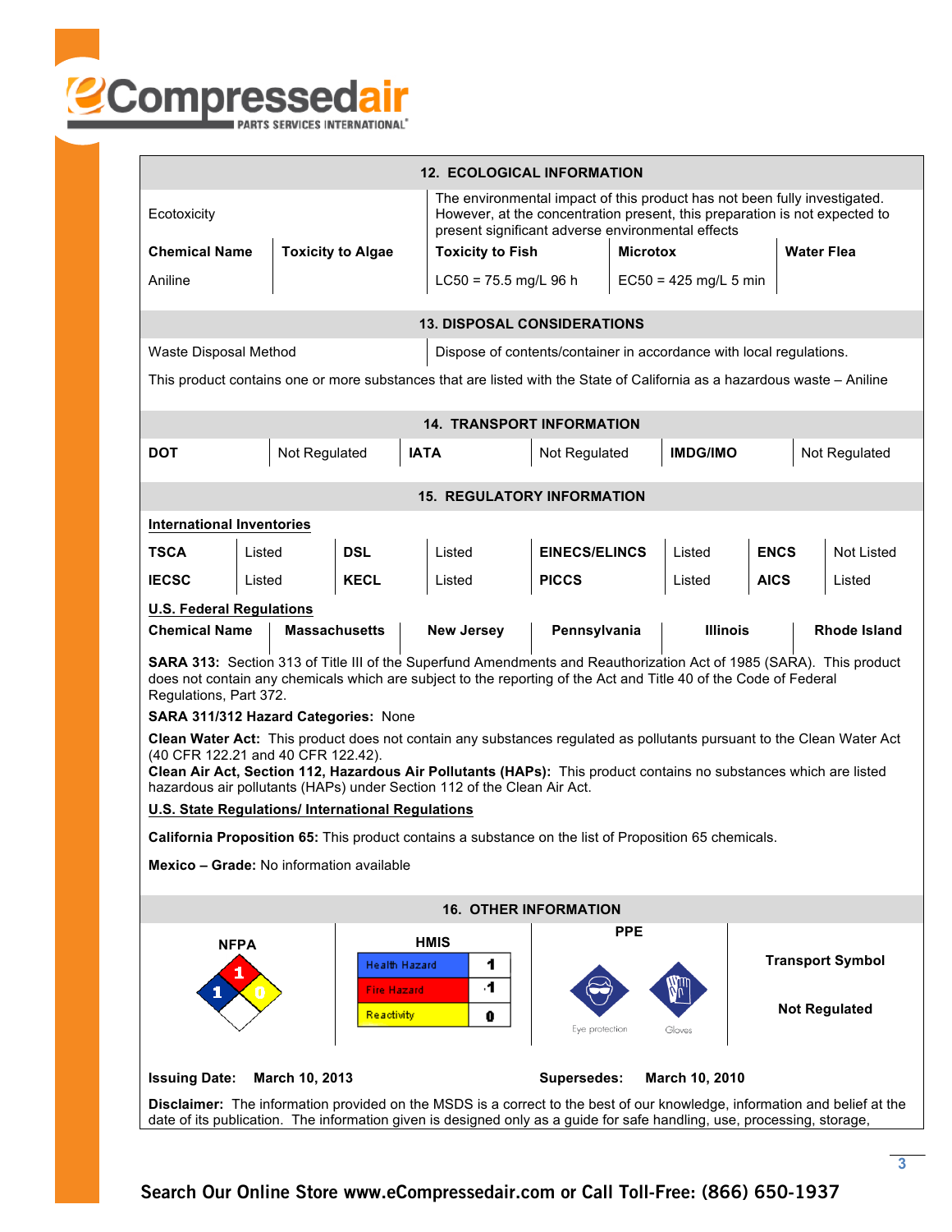## 12. ECOLOGICAL INFORMATION

| Ecotoxicity | The environmental impact of this product has not been fully investigated. However, at the concentration present, this preparation is not expected to present significant adverse environmental effects |
|---|---|

| Chemical Name | Toxicity to Algae | Toxicity to Fish | Microtox | Water Flea |
|---|---|---|---|---|
| Aniline | | LC50 = 75.5 mg/L 96 h | EC50 = 425 mg/L 5 min | |

## 13. DISPOSAL CONSIDERATIONS

| Waste Disposal Method | Dispose of contents/container in accordance with local regulations. |
|---|---|

This product contains one or more substances that are listed with the State of California as a hazardous waste – Aniline

## 14. TRANSPORT INFORMATION

| DOT | Not Regulated | IATA | Not Regulated | IMDG/IMO | Not Regulated |
|---|---|---|---|---|---|

## 15. REGULATORY INFORMATION

**International Inventories**

| TSCA | Listed | DSL | Listed | EINECS/ELINCS | Listed | ENCS | Not Listed |
|---|---|---|---|---|---|---|---|
| IECSC | Listed | KECL | Listed | PICCS | Listed | AICS | Listed |

**U.S. Federal Regulations**

| Chemical Name | Massachusetts | New Jersey | Pennsylvania | Illinois | Rhode Island |
|---|---|---|---|---|---|

**SARA 313:** Section 313 of Title III of the Superfund Amendments and Reauthorization Act of 1985 (SARA). This product does not contain any chemicals which are subject to the reporting of the Act and Title 40 of the Code of Federal Regulations, Part 372.

**SARA 311/312 Hazard Categories:** None

**Clean Water Act:** This product does not contain any substances regulated as pollutants pursuant to the Clean Water Act (40 CFR 122.21 and 40 CFR 122.42).
**Clean Air Act, Section 112, Hazardous Air Pollutants (HAPs):** This product contains no substances which are listed hazardous air pollutants (HAPs) under Section 112 of the Clean Air Act.

**U.S. State Regulations/ International Regulations**

**California Proposition 65:** This product contains a substance on the list of Proposition 65 chemicals.

**Mexico – Grade:** No information available

## 16. OTHER INFORMATION

**NFPA**

Health: 1, Fire: 1, Reactivity: 0

**HMIS**

| Health Hazard | 1 |
|---|---|
| Fire Hazard | 1 |
| Reactivity | 0 |

**PPE**

Eye protection, Gloves

**Transport Symbol**

**Not Regulated**

**Issuing Date:** March 10, 2013 **Supersedes:** March 10, 2010

**Disclaimer:** The information provided on the MSDS is a correct to the best of our knowledge, information and belief at the date of its publication. The information given is designed only as a guide for safe handling, use, processing, storage,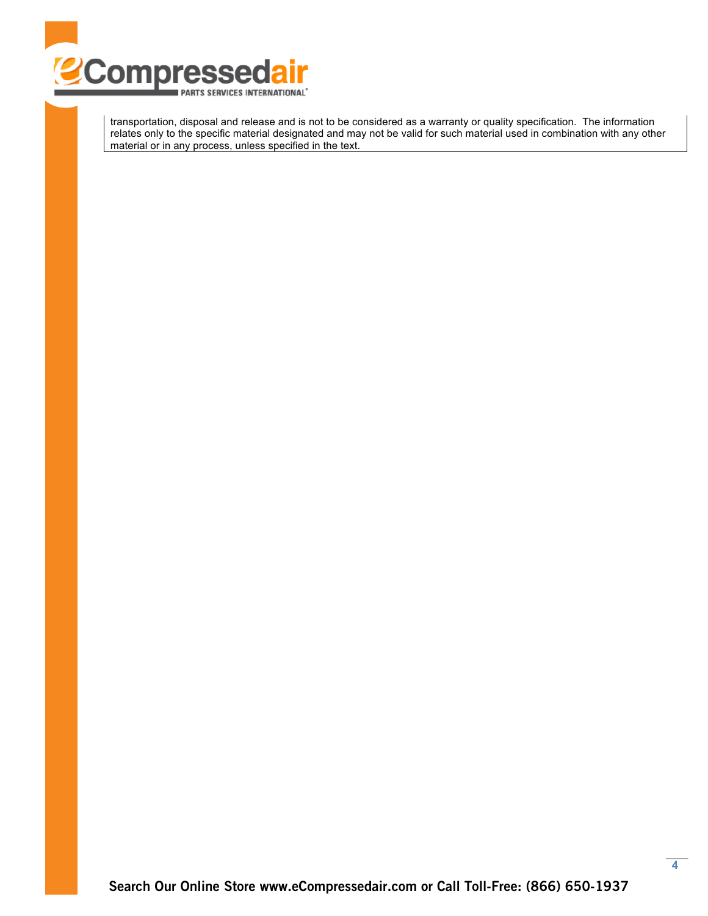transportation, disposal and release and is not to be considered as a warranty or quality specification. The information relates only to the specific material designated and may not be valid for such material used in combination with any other material or in any process, unless specified in the text.